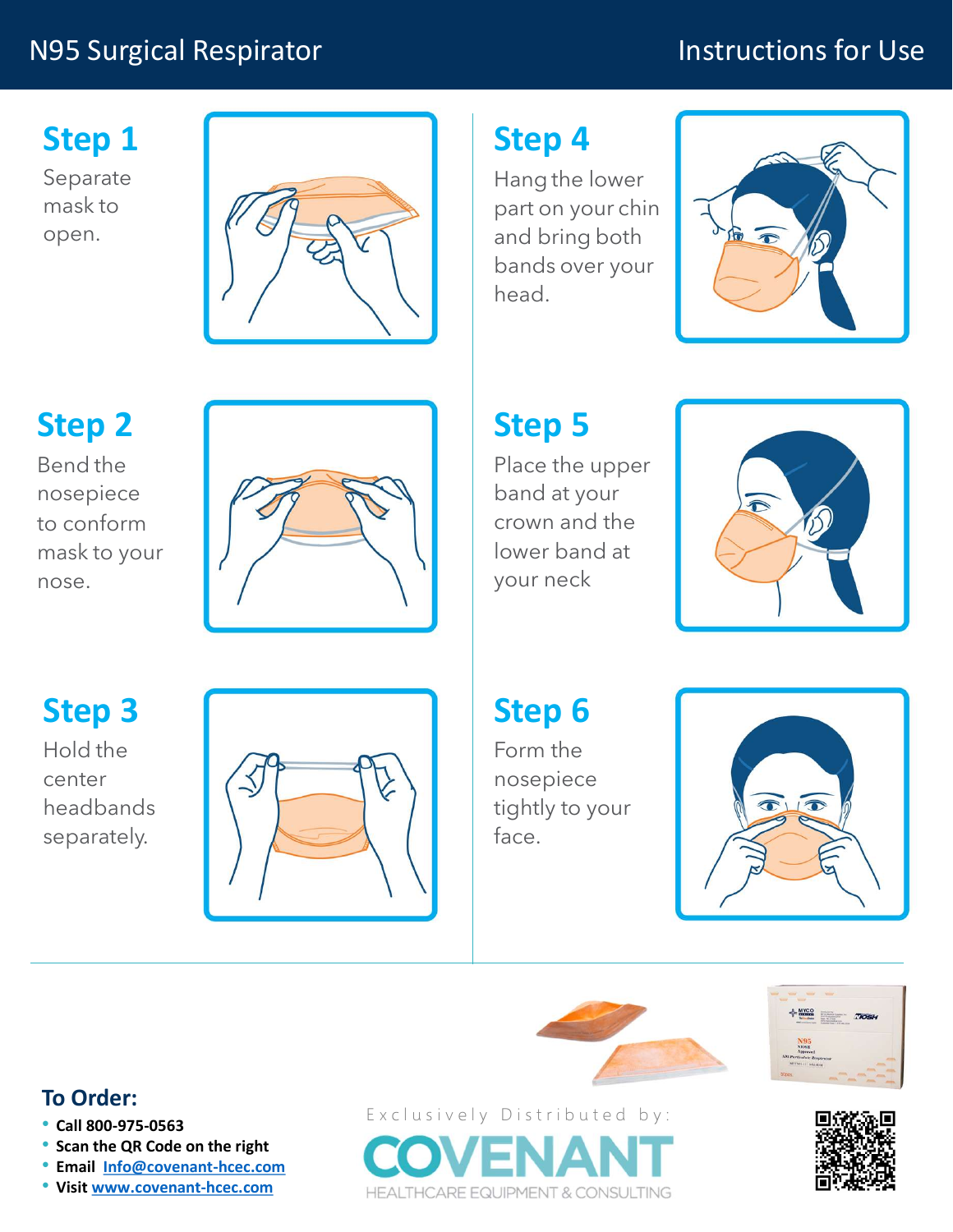# N95 Surgical Respirator

## Instructions for Use

### Step 1

Separate mask to open.

### Step 2

Bend the nosepiece to conform mask to your nose.

### Step 3

Hold the center headbands separately.

### Step 4

Hang the lower part on your chin and bring both bands over your head.

### Step 5

Place the upper band at your crown and the lower band at your neck

### Step 6

Form the nosepiece tightly to your face.

## To Order:

- **Call 800-975-0563**
- **Scan the QR Code on the right**
- **Email Info@covenant-hcec.com**
- **Visit www.covenant-hcec.com**

Exclusively Distributed by:

COVENANT

HEALTHCARE EQUIPMENT & CONSULTING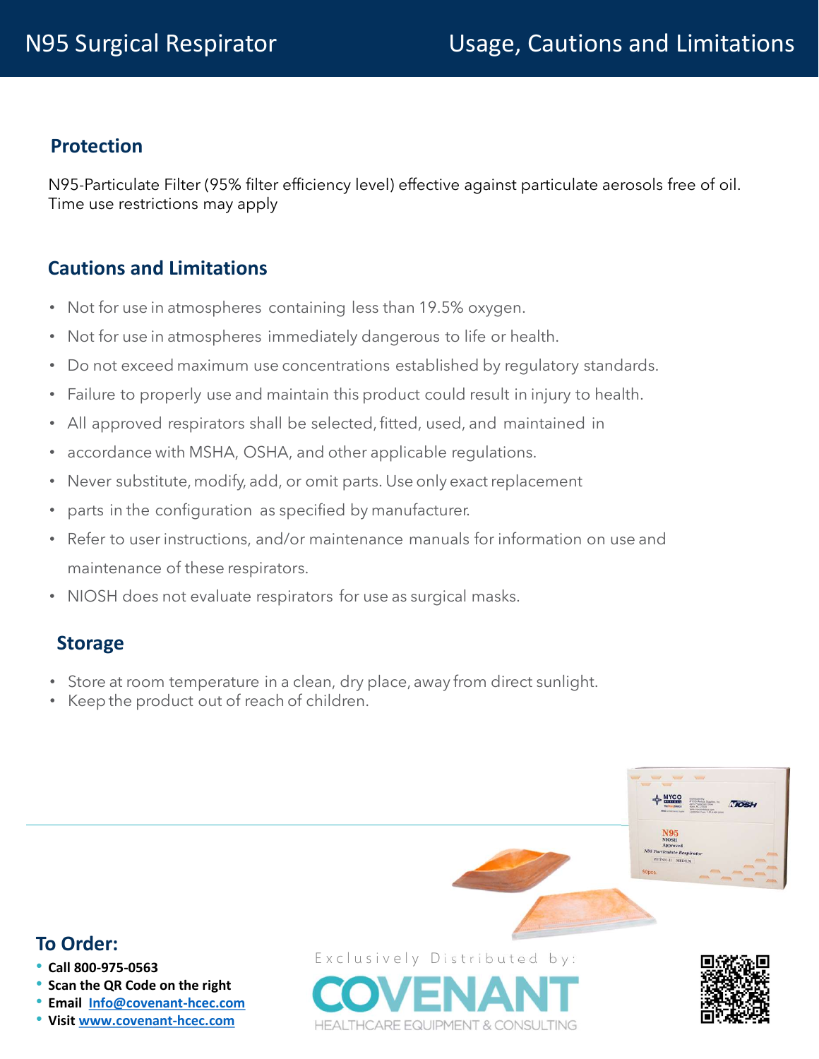# N95 Surgical Respirator

# Usage, Cautions and Limitations

## Protection

N95-Particulate Filter (95% filter efficiency level) effective against particulate aerosols free of oil.
Time use restrictions may apply

## Cautions and Limitations

- Not for use in atmospheres containing less than 19.5% oxygen.
- Not for use in atmospheres immediately dangerous to life or health.
- Do not exceed maximum use concentrations established by regulatory standards.
- Failure to properly use and maintain this product could result in injury to health.
- All approved respirators shall be selected, fitted, used, and maintained in
- accordance with MSHA, OSHA, and other applicable regulations.
- Never substitute, modify, add, or omit parts. Use only exact replacement
- parts in the configuration as specified by manufacturer.
- Refer to user instructions, and/or maintenance manuals for information on use and maintenance of these respirators.
- NIOSH does not evaluate respirators for use as surgical masks.

## Storage

- Store at room temperature in a clean, dry place, away from direct sunlight.
- Keep the product out of reach of children.

## To Order:

- **Call 800-975-0563**
- **Scan the QR Code on the right**
- **Email Info@covenant-hcec.com**
- **Visit www.covenant-hcec.com**

Exclusively Distributed by:

COVENANT
HEALTHCARE EQUIPMENT & CONSULTING